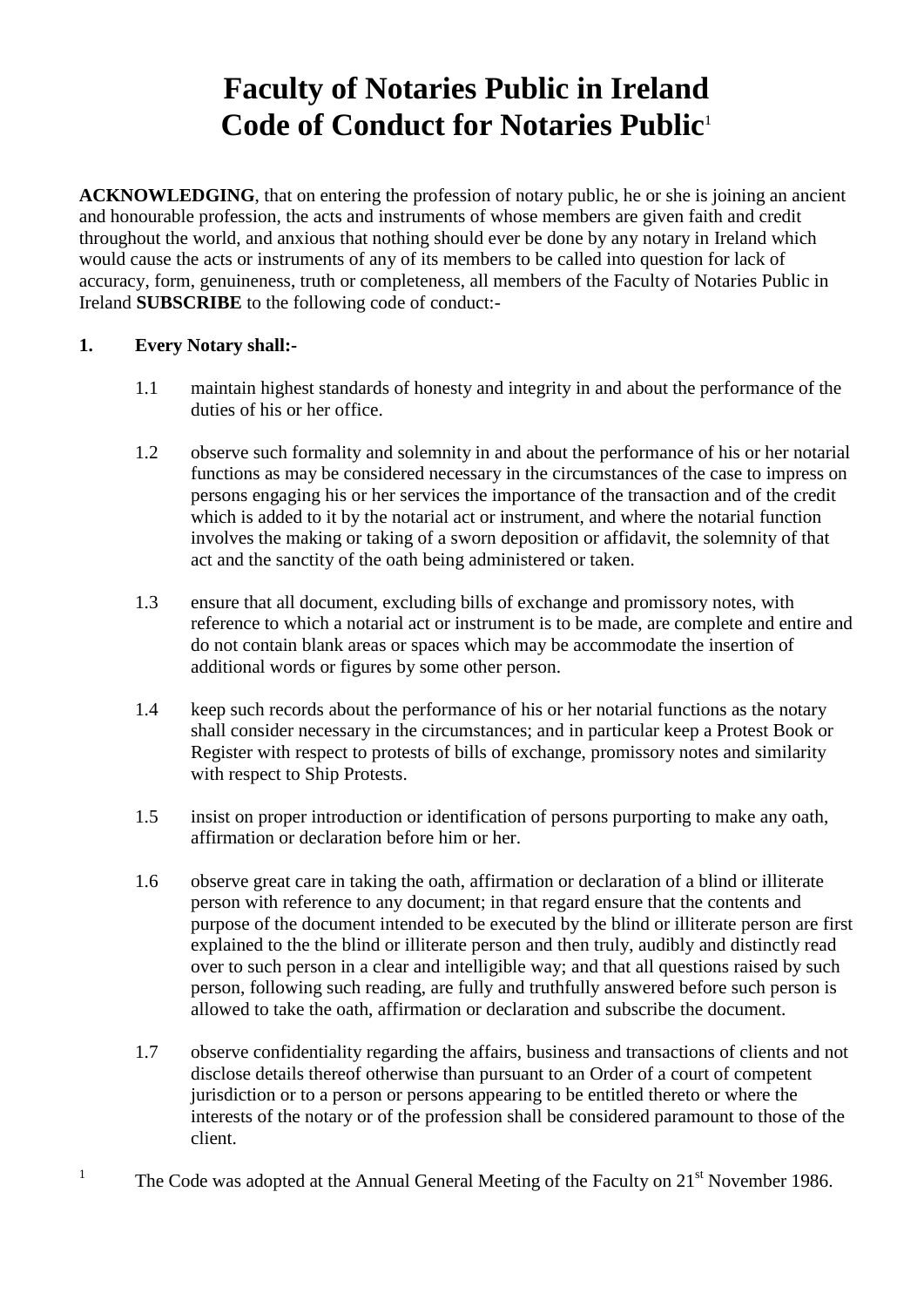# Faculty of Notaries Public in Ireland
# Code of Conduct for Notaries Public[1]

**ACKNOWLEDGING**, that on entering the profession of notary public, he or she is joining an ancient and honourable profession, the acts and instruments of whose members are given faith and credit throughout the world, and anxious that nothing should ever be done by any notary in Ireland which would cause the acts or instruments of any of its members to be called into question for lack of accuracy, form, genuineness, truth or completeness, all members of the Faculty of Notaries Public in Ireland **SUBSCRIBE** to the following code of conduct:-

**1. Every Notary shall:-**

1.1 maintain highest standards of honesty and integrity in and about the performance of the duties of his or her office.

1.2 observe such formality and solemnity in and about the performance of his or her notarial functions as may be considered necessary in the circumstances of the case to impress on persons engaging his or her services the importance of the transaction and of the credit which is added to it by the notarial act or instrument, and where the notarial function involves the making or taking of a sworn deposition or affidavit, the solemnity of that act and the sanctity of the oath being administered or taken.

1.3 ensure that all document, excluding bills of exchange and promissory notes, with reference to which a notarial act or instrument is to be made, are complete and entire and do not contain blank areas or spaces which may be accommodate the insertion of additional words or figures by some other person.

1.4 keep such records about the performance of his or her notarial functions as the notary shall consider necessary in the circumstances; and in particular keep a Protest Book or Register with respect to protests of bills of exchange, promissory notes and similarity with respect to Ship Protests.

1.5 insist on proper introduction or identification of persons purporting to make any oath, affirmation or declaration before him or her.

1.6 observe great care in taking the oath, affirmation or declaration of a blind or illiterate person with reference to any document; in that regard ensure that the contents and purpose of the document intended to be executed by the blind or illiterate person are first explained to the the blind or illiterate person and then truly, audibly and distinctly read over to such person in a clear and intelligible way; and that all questions raised by such person, following such reading, are fully and truthfully answered before such person is allowed to take the oath, affirmation or declaration and subscribe the document.

1.7 observe confidentiality regarding the affairs, business and transactions of clients and not disclose details thereof otherwise than pursuant to an Order of a court of competent jurisdiction or to a person or persons appearing to be entitled thereto or where the interests of the notary or of the profession shall be considered paramount to those of the client.

[1] The Code was adopted at the Annual General Meeting of the Faculty on 21st November 1986.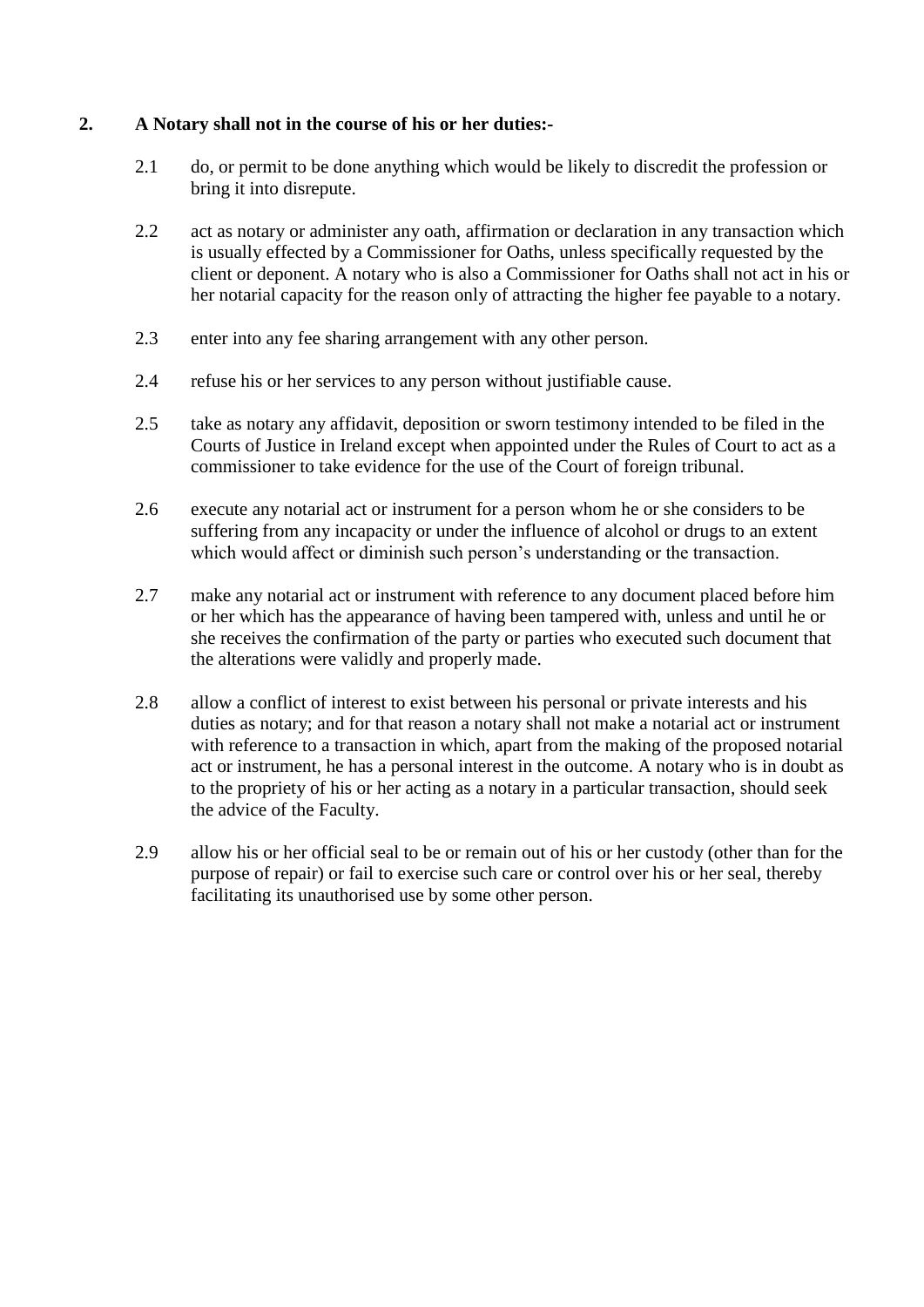**2. A Notary shall not in the course of his or her duties:-**

2.1 do, or permit to be done anything which would be likely to discredit the profession or bring it into disrepute.

2.2 act as notary or administer any oath, affirmation or declaration in any transaction which is usually effected by a Commissioner for Oaths, unless specifically requested by the client or deponent. A notary who is also a Commissioner for Oaths shall not act in his or her notarial capacity for the reason only of attracting the higher fee payable to a notary.

2.3 enter into any fee sharing arrangement with any other person.

2.4 refuse his or her services to any person without justifiable cause.

2.5 take as notary any affidavit, deposition or sworn testimony intended to be filed in the Courts of Justice in Ireland except when appointed under the Rules of Court to act as a commissioner to take evidence for the use of the Court of foreign tribunal.

2.6 execute any notarial act or instrument for a person whom he or she considers to be suffering from any incapacity or under the influence of alcohol or drugs to an extent which would affect or diminish such person's understanding or the transaction.

2.7 make any notarial act or instrument with reference to any document placed before him or her which has the appearance of having been tampered with, unless and until he or she receives the confirmation of the party or parties who executed such document that the alterations were validly and properly made.

2.8 allow a conflict of interest to exist between his personal or private interests and his duties as notary; and for that reason a notary shall not make a notarial act or instrument with reference to a transaction in which, apart from the making of the proposed notarial act or instrument, he has a personal interest in the outcome. A notary who is in doubt as to the propriety of his or her acting as a notary in a particular transaction, should seek the advice of the Faculty.

2.9 allow his or her official seal to be or remain out of his or her custody (other than for the purpose of repair) or fail to exercise such care or control over his or her seal, thereby facilitating its unauthorised use by some other person.